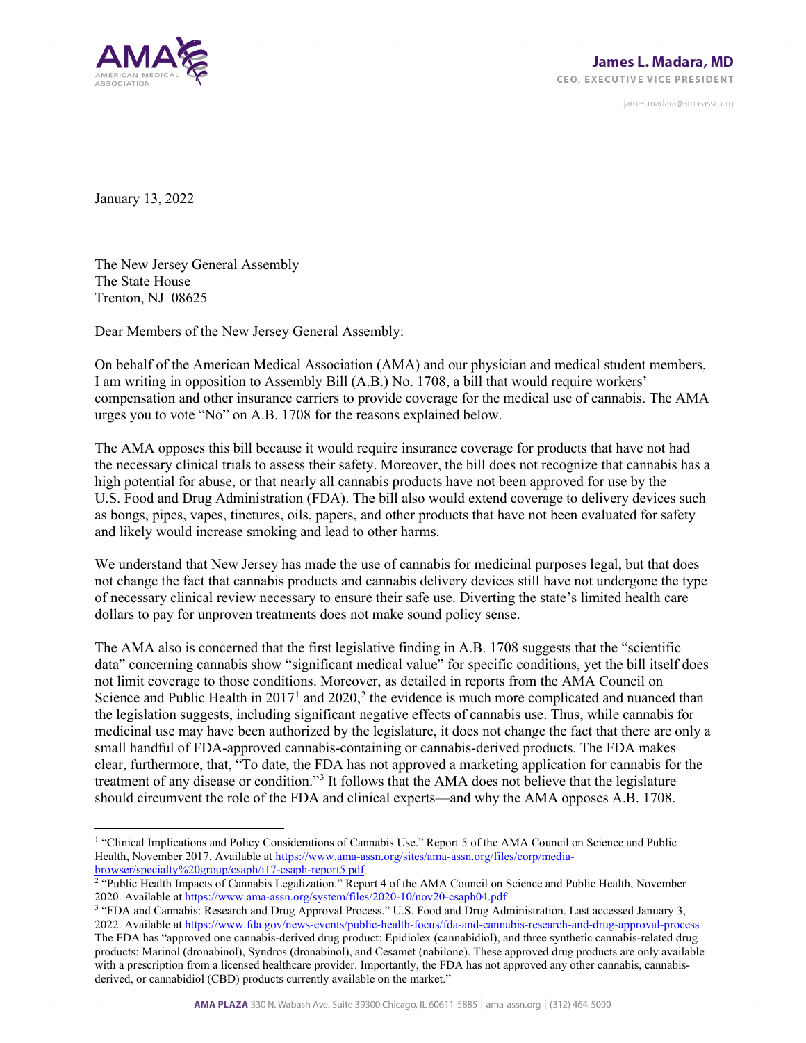James L. Madara, MD
CEO, EXECUTIVE VICE PRESIDENT

james.madara@ama-assn.org

January 13, 2022

The New Jersey General Assembly
The State House
Trenton, NJ 08625

Dear Members of the New Jersey General Assembly:

On behalf of the American Medical Association (AMA) and our physician and medical student members, I am writing in opposition to Assembly Bill (A.B.) No. 1708, a bill that would require workers' compensation and other insurance carriers to provide coverage for the medical use of cannabis. The AMA urges you to vote "No" on A.B. 1708 for the reasons explained below.

The AMA opposes this bill because it would require insurance coverage for products that have not had the necessary clinical trials to assess their safety. Moreover, the bill does not recognize that cannabis has a high potential for abuse, or that nearly all cannabis products have not been approved for use by the U.S. Food and Drug Administration (FDA). The bill also would extend coverage to delivery devices such as bongs, pipes, vapes, tinctures, oils, papers, and other products that have not been evaluated for safety and likely would increase smoking and lead to other harms.

We understand that New Jersey has made the use of cannabis for medicinal purposes legal, but that does not change the fact that cannabis products and cannabis delivery devices still have not undergone the type of necessary clinical review necessary to ensure their safe use. Diverting the state's limited health care dollars to pay for unproven treatments does not make sound policy sense.

The AMA also is concerned that the first legislative finding in A.B. 1708 suggests that the "scientific data" concerning cannabis show "significant medical value" for specific conditions, yet the bill itself does not limit coverage to those conditions. Moreover, as detailed in reports from the AMA Council on Science and Public Health in 2017[1] and 2020,[2] the evidence is much more complicated and nuanced than the legislation suggests, including significant negative effects of cannabis use. Thus, while cannabis for medicinal use may have been authorized by the legislature, it does not change the fact that there are only a small handful of FDA-approved cannabis-containing or cannabis-derived products. The FDA makes clear, furthermore, that, "To date, the FDA has not approved a marketing application for cannabis for the treatment of any disease or condition."[3] It follows that the AMA does not believe that the legislature should circumvent the role of the FDA and clinical experts—and why the AMA opposes A.B. 1708.

---

[1] "Clinical Implications and Policy Considerations of Cannabis Use." Report 5 of the AMA Council on Science and Public Health, November 2017. Available at https://www.ama-assn.org/sites/ama-assn.org/files/corp/media-browser/specialty%20group/csaph/i17-csaph-report5.pdf

[2] "Public Health Impacts of Cannabis Legalization." Report 4 of the AMA Council on Science and Public Health, November 2020. Available at https://www.ama-assn.org/system/files/2020-10/nov20-csaph04.pdf

[3] "FDA and Cannabis: Research and Drug Approval Process." U.S. Food and Drug Administration. Last accessed January 3, 2022. Available at https://www.fda.gov/news-events/public-health-focus/fda-and-cannabis-research-and-drug-approval-process The FDA has "approved one cannabis-derived drug product: Epidiolex (cannabidiol), and three synthetic cannabis-related drug products: Marinol (dronabinol), Syndros (dronabinol), and Cesamet (nabilone). These approved drug products are only available with a prescription from a licensed healthcare provider. Importantly, the FDA has not approved any other cannabis, cannabis-derived, or cannabidiol (CBD) products currently available on the market."

AMA PLAZA 330 N. Wabash Ave. Suite 39300 Chicago, IL 60611-5885 | ama-assn.org | (312) 464-5000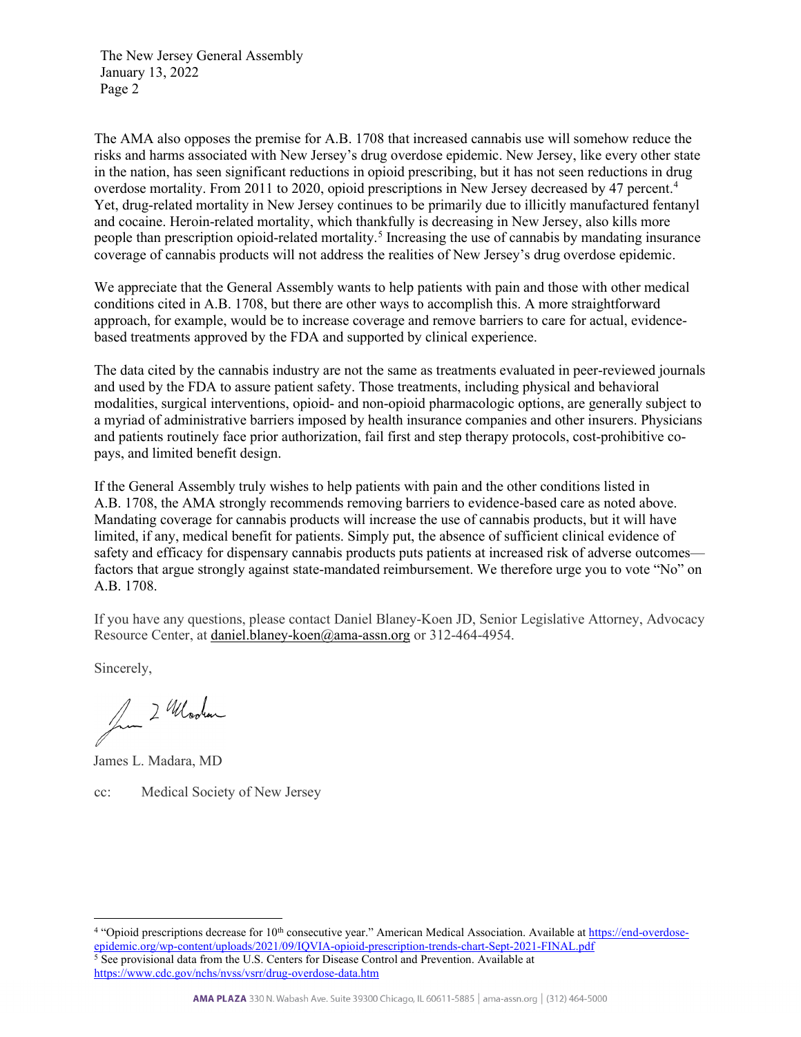The AMA also opposes the premise for A.B. 1708 that increased cannabis use will somehow reduce the risks and harms associated with New Jersey's drug overdose epidemic. New Jersey, like every other state in the nation, has seen significant reductions in opioid prescribing, but it has not seen reductions in drug overdose mortality. From 2011 to 2020, opioid prescriptions in New Jersey decreased by 47 percent.[4] Yet, drug-related mortality in New Jersey continues to be primarily due to illicitly manufactured fentanyl and cocaine. Heroin-related mortality, which thankfully is decreasing in New Jersey, also kills more people than prescription opioid-related mortality.[5] Increasing the use of cannabis by mandating insurance coverage of cannabis products will not address the realities of New Jersey's drug overdose epidemic.

We appreciate that the General Assembly wants to help patients with pain and those with other medical conditions cited in A.B. 1708, but there are other ways to accomplish this. A more straightforward approach, for example, would be to increase coverage and remove barriers to care for actual, evidence-based treatments approved by the FDA and supported by clinical experience.

The data cited by the cannabis industry are not the same as treatments evaluated in peer-reviewed journals and used by the FDA to assure patient safety. Those treatments, including physical and behavioral modalities, surgical interventions, opioid- and non-opioid pharmacologic options, are generally subject to a myriad of administrative barriers imposed by health insurance companies and other insurers. Physicians and patients routinely face prior authorization, fail first and step therapy protocols, cost-prohibitive co-pays, and limited benefit design.

If the General Assembly truly wishes to help patients with pain and the other conditions listed in A.B. 1708, the AMA strongly recommends removing barriers to evidence-based care as noted above. Mandating coverage for cannabis products will increase the use of cannabis products, but it will have limited, if any, medical benefit for patients. Simply put, the absence of sufficient clinical evidence of safety and efficacy for dispensary cannabis products puts patients at increased risk of adverse outcomes—factors that argue strongly against state-mandated reimbursement. We therefore urge you to vote "No" on A.B. 1708.

If you have any questions, please contact Daniel Blaney-Koen JD, Senior Legislative Attorney, Advocacy Resource Center, at daniel.blaney-koen@ama-assn.org or 312-464-4954.

Sincerely,

James L. Madara, MD

cc: Medical Society of New Jersey

---

[4] "Opioid prescriptions decrease for 10th consecutive year." American Medical Association. Available at https://end-overdose-epidemic.org/wp-content/uploads/2021/09/IQVIA-opioid-prescription-trends-chart-Sept-2021-FINAL.pdf

[5] See provisional data from the U.S. Centers for Disease Control and Prevention. Available at https://www.cdc.gov/nchs/nvss/vsrr/drug-overdose-data.htm